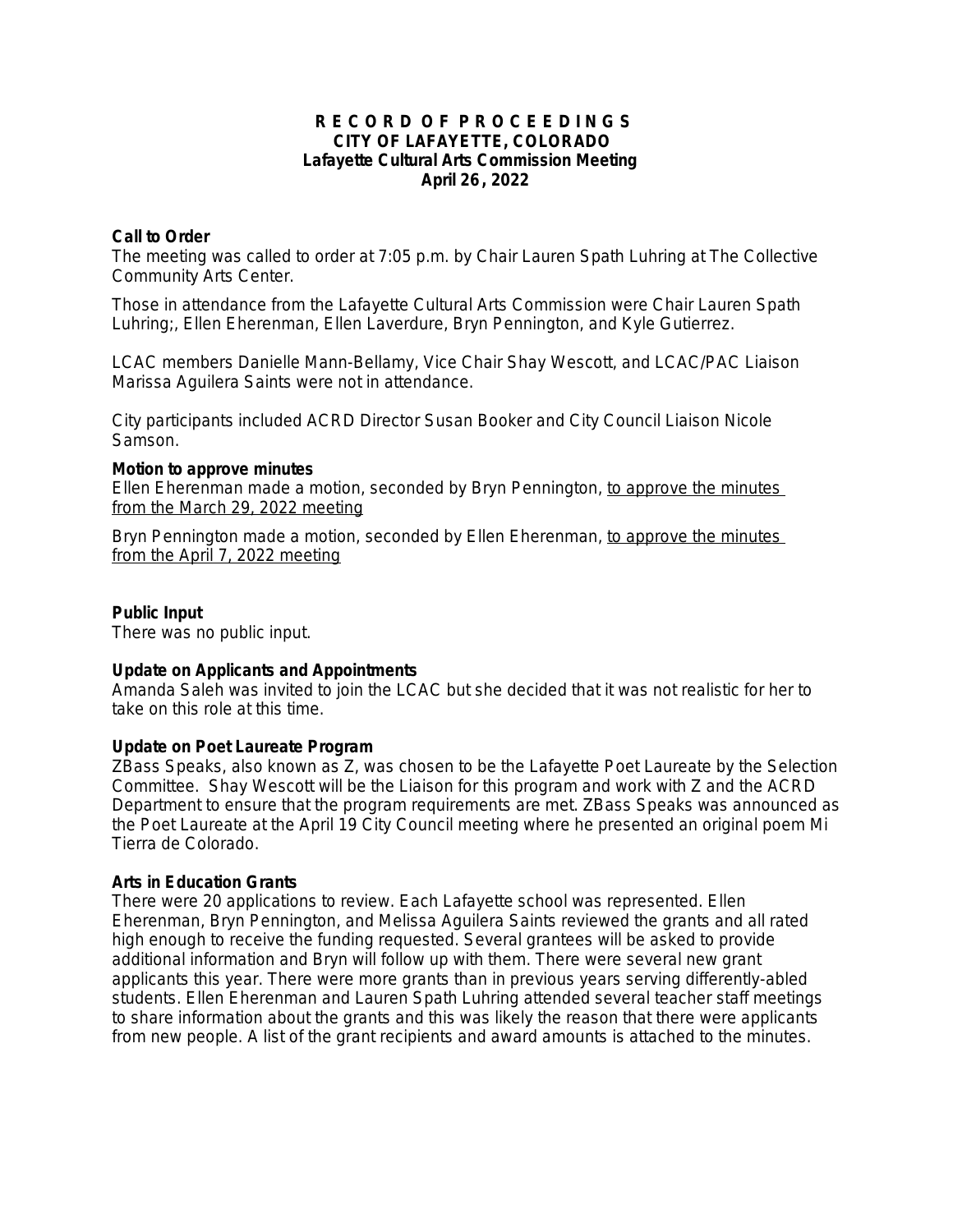**R E C O R D O F P R O C E E D I N G S**
**CITY OF LAFAYETTE, COLORADO**
**Lafayette Cultural Arts Commission Meeting**
**April 26, 2022**

**Call to Order**

The meeting was called to order at 7:05 p.m. by Chair Lauren Spath Luhring at The Collective Community Arts Center.

Those in attendance from the Lafayette Cultural Arts Commission were Chair Lauren Spath Luhring;, Ellen Eherenman, Ellen Laverdure, Bryn Pennington, and Kyle Gutierrez.

LCAC members Danielle Mann-Bellamy, Vice Chair Shay Wescott, and LCAC/PAC Liaison Marissa Aguilera Saints were not in attendance.

City participants included ACRD Director Susan Booker and City Council Liaison Nicole Samson.

**Motion to approve minutes**

Ellen Eherenman made a motion, seconded by Bryn Pennington, <u>to approve the minutes from the March 29, 2022 meeting</u>

Bryn Pennington made a motion, seconded by Ellen Eherenman, <u>to approve the minutes from the April 7, 2022 meeting</u>

**Public Input**

There was no public input.

**Update on Applicants and Appointments**

Amanda Saleh was invited to join the LCAC but she decided that it was not realistic for her to take on this role at this time.

**Update on Poet Laureate Program**

ZBass Speaks, also known as Z, was chosen to be the Lafayette Poet Laureate by the Selection Committee. Shay Wescott will be the Liaison for this program and work with Z and the ACRD Department to ensure that the program requirements are met. ZBass Speaks was announced as the Poet Laureate at the April 19 City Council meeting where he presented an original poem Mi Tierra de Colorado.

**Arts in Education Grants**

There were 20 applications to review. Each Lafayette school was represented. Ellen Eherenman, Bryn Pennington, and Melissa Aguilera Saints reviewed the grants and all rated high enough to receive the funding requested. Several grantees will be asked to provide additional information and Bryn will follow up with them. There were several new grant applicants this year. There were more grants than in previous years serving differently-abled students. Ellen Eherenman and Lauren Spath Luhring attended several teacher staff meetings to share information about the grants and this was likely the reason that there were applicants from new people. A list of the grant recipients and award amounts is attached to the minutes.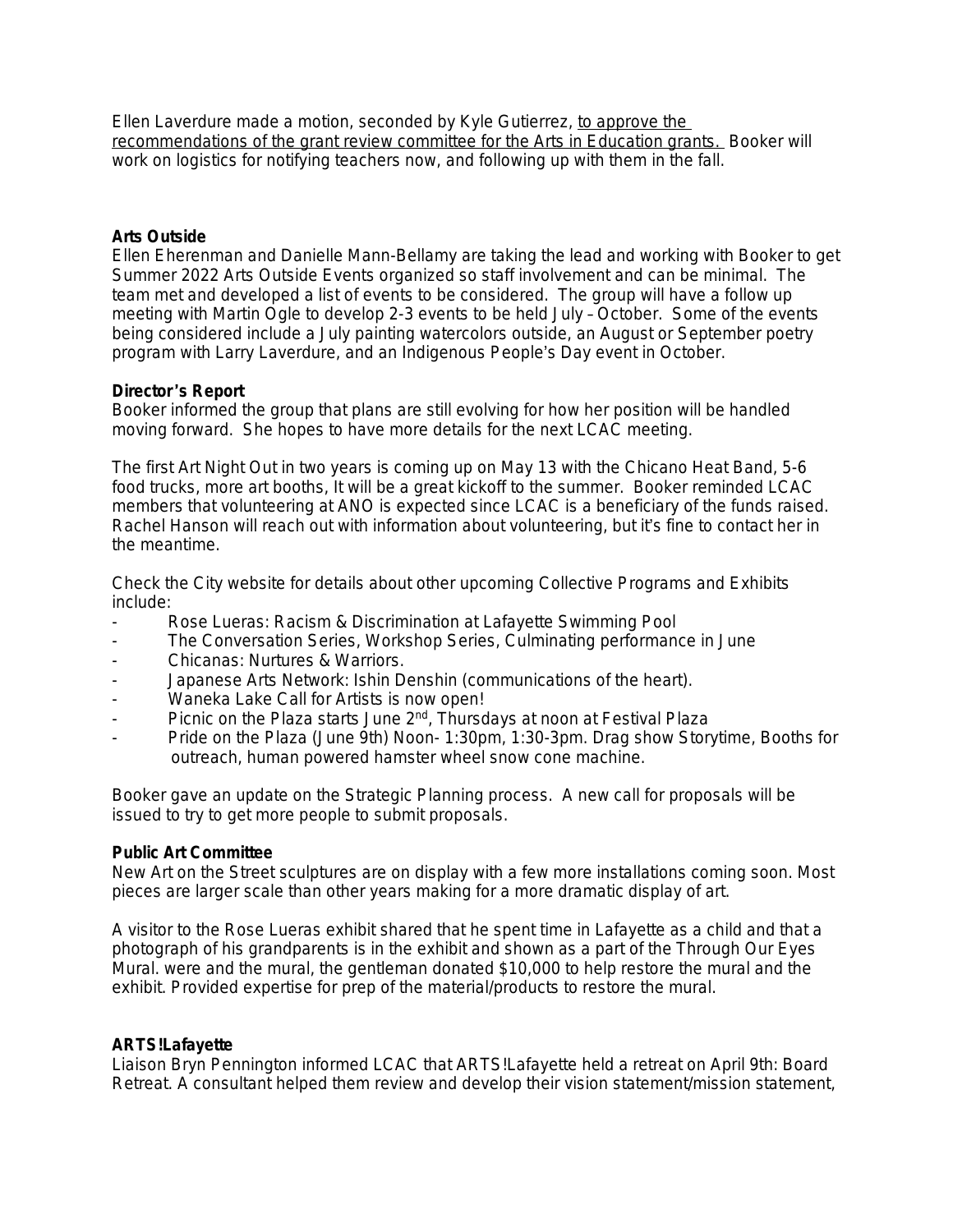Ellen Laverdure made a motion, seconded by Kyle Gutierrez, to approve the recommendations of the grant review committee for the Arts in Education grants. Booker will work on logistics for notifying teachers now, and following up with them in the fall.

**Arts Outside**

Ellen Eherenman and Danielle Mann-Bellamy are taking the lead and working with Booker to get Summer 2022 Arts Outside Events organized so staff involvement and can be minimal. The team met and developed a list of events to be considered. The group will have a follow up meeting with Martin Ogle to develop 2-3 events to be held July – October. Some of the events being considered include a July painting watercolors outside, an August or September poetry program with Larry Laverdure, and an Indigenous People's Day event in October.

**Director's Report**

Booker informed the group that plans are still evolving for how her position will be handled moving forward. She hopes to have more details for the next LCAC meeting.

The first Art Night Out in two years is coming up on May 13 with the Chicano Heat Band, 5-6 food trucks, more art booths, It will be a great kickoff to the summer. Booker reminded LCAC members that volunteering at ANO is expected since LCAC is a beneficiary of the funds raised. Rachel Hanson will reach out with information about volunteering, but it's fine to contact her in the meantime.

Check the City website for details about other upcoming Collective Programs and Exhibits include:

- Rose Lueras: Racism & Discrimination at Lafayette Swimming Pool
- The Conversation Series, Workshop Series, Culminating performance in June
- Chicanas: Nurtures & Warriors.
- Japanese Arts Network: Ishin Denshin (communications of the heart).
- Waneka Lake Call for Artists is now open!
- Picnic on the Plaza starts June 2nd, Thursdays at noon at Festival Plaza
- Pride on the Plaza (June 9th) Noon- 1:30pm, 1:30-3pm. Drag show Storytime, Booths for outreach, human powered hamster wheel snow cone machine.

Booker gave an update on the Strategic Planning process. A new call for proposals will be issued to try to get more people to submit proposals.

**Public Art Committee**

New Art on the Street sculptures are on display with a few more installations coming soon. Most pieces are larger scale than other years making for a more dramatic display of art.

A visitor to the Rose Lueras exhibit shared that he spent time in Lafayette as a child and that a photograph of his grandparents is in the exhibit and shown as a part of the Through Our Eyes Mural. were and the mural, the gentleman donated $10,000 to help restore the mural and the exhibit. Provided expertise for prep of the material/products to restore the mural.

**ARTS!Lafayette**

Liaison Bryn Pennington informed LCAC that ARTS!Lafayette held a retreat on April 9th: Board Retreat. A consultant helped them review and develop their vision statement/mission statement,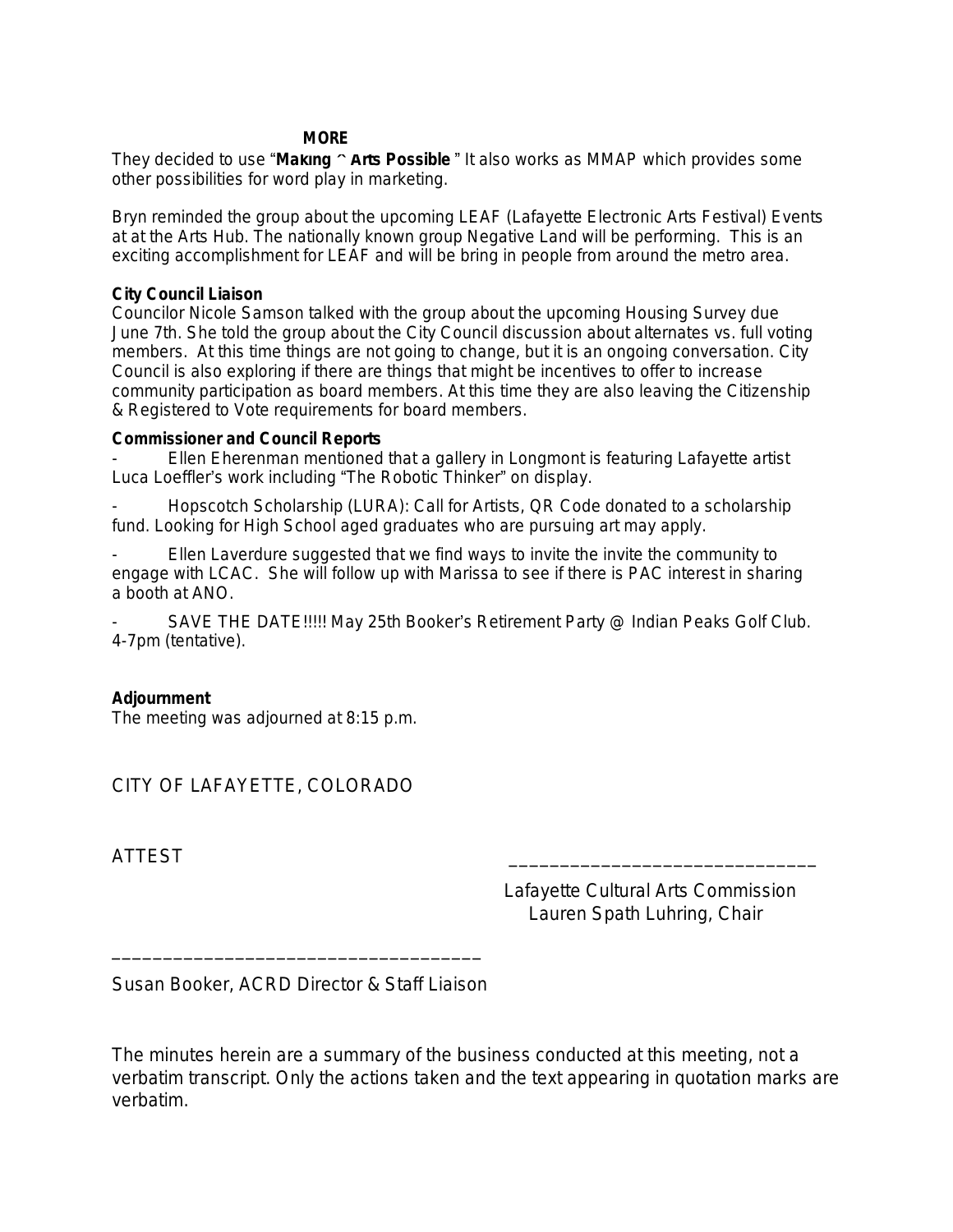**MORE**

They decided to use "**Making ^ Arts Possible** " It also works as MMAP which provides some other possibilities for word play in marketing.

Bryn reminded the group about the upcoming LEAF (Lafayette Electronic Arts Festival) Events at at the Arts Hub. The nationally known group Negative Land will be performing. This is an exciting accomplishment for LEAF and will be bring in people from around the metro area.

**City Council Liaison**

Councilor Nicole Samson talked with the group about the upcoming Housing Survey due June 7th. She told the group about the City Council discussion about alternates vs. full voting members. At this time things are not going to change, but it is an ongoing conversation. City Council is also exploring if there are things that might be incentives to offer to increase community participation as board members. At this time they are also leaving the Citizenship & Registered to Vote requirements for board members.

**Commissioner and Council Reports**

- Ellen Eherenman mentioned that a gallery in Longmont is featuring Lafayette artist Luca Loeffler's work including "The Robotic Thinker" on display.
- Hopscotch Scholarship (LURA): Call for Artists, QR Code donated to a scholarship fund. Looking for High School aged graduates who are pursuing art may apply.
- Ellen Laverdure suggested that we find ways to invite the invite the community to engage with LCAC. She will follow up with Marissa to see if there is PAC interest in sharing a booth at ANO.
- SAVE THE DATE!!!!! May 25th Booker's Retirement Party @ Indian Peaks Golf Club. 4-7pm (tentative).

**Adjournment**

The meeting was adjourned at 8:15 p.m.

CITY OF LAFAYETTE, COLORADO

ATTEST

______________________________

Lafayette Cultural Arts Commission
Lauren Spath Luhring, Chair

____________________________________

Susan Booker, ACRD Director & Staff Liaison

The minutes herein are a summary of the business conducted at this meeting, not a verbatim transcript. Only the actions taken and the text appearing in quotation marks are verbatim.